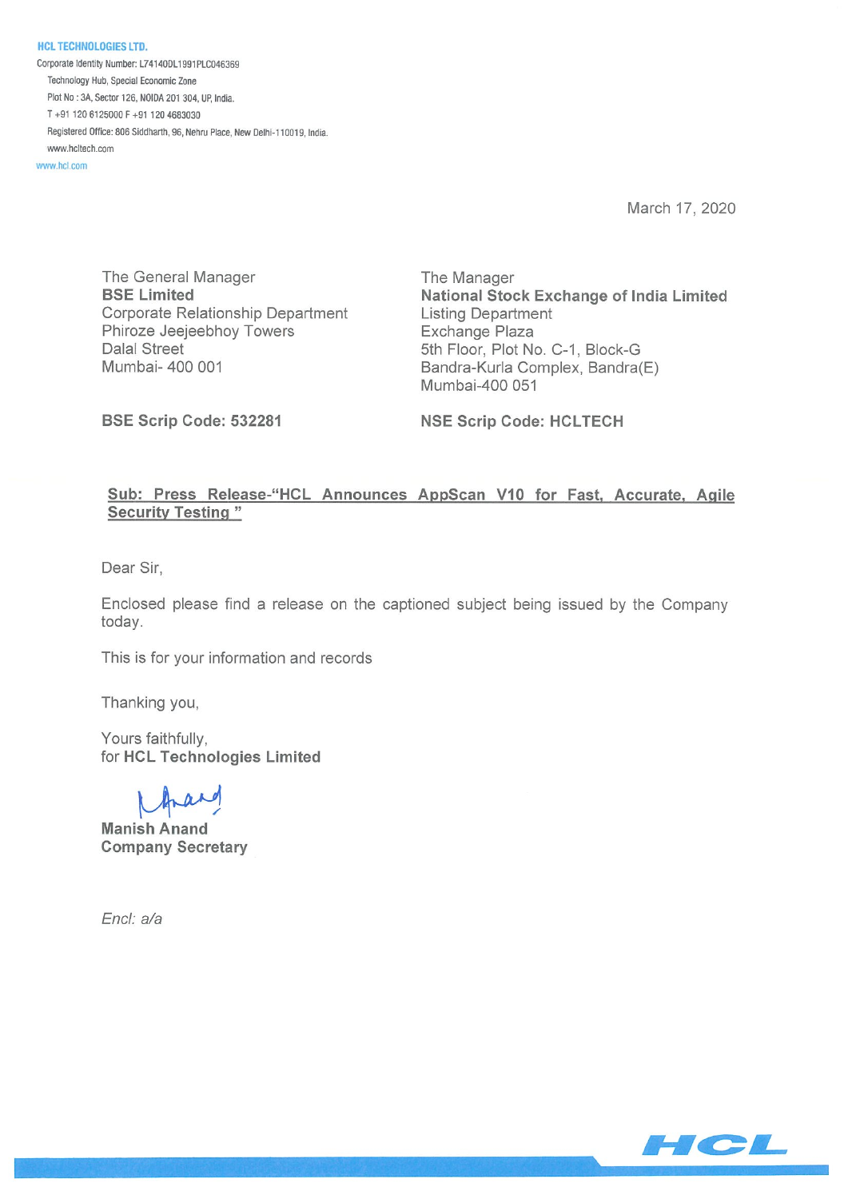**HCL TECHNOLOGIES LTD.**

Corporate Identity Number: L74140DL1991PLC046369

Technology Hub, Special Economic Zone

Plot No : 3A, Sector 126, NOIDA 201 304, UP, India.

T +91 120 6125000 F +91 120 4683030

Registered Office: 806 Siddharth, 96, Nehru Place, New Delhi-110019, India.

www.hcltech.com

www.hcl.com

March 17, 2020

The General Manager
**BSE Limited**
Corporate Relationship Department
Phiroze Jeejeebhoy Towers
Dalal Street
Mumbai- 400 001

**BSE Scrip Code: 532281**

The Manager
**National Stock Exchange of India Limited**
Listing Department
Exchange Plaza
5th Floor, Plot No. C-1, Block-G
Bandra-Kurla Complex, Bandra(E)
Mumbai-400 051

**NSE Scrip Code: HCLTECH**

**Sub: Press Release-"HCL Announces AppScan V10 for Fast, Accurate, Agile Security Testing "**

Dear Sir,

Enclosed please find a release on the captioned subject being issued by the Company today.

This is for your information and records

Thanking you,

Yours faithfully,
for **HCL Technologies Limited**

**Manish Anand**
**Company Secretary**

*Encl: a/a*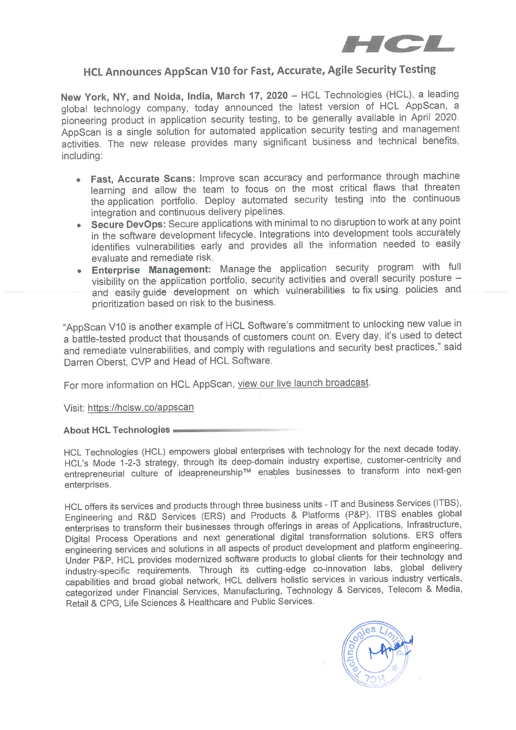# HCL Announces AppScan V10 for Fast, Accurate, Agile Security Testing

**New York, NY, and Noida, India, March 17, 2020** – HCL Technologies (HCL), a leading global technology company, today announced the latest version of HCL AppScan, a pioneering product in application security testing, to be generally available in April 2020. AppScan is a single solution for automated application security testing and management activities. The new release provides many significant business and technical benefits, including:

- **Fast, Accurate Scans:** Improve scan accuracy and performance through machine learning and allow the team to focus on the most critical flaws that threaten the application portfolio. Deploy automated security testing into the continuous integration and continuous delivery pipelines.
- **Secure DevOps:** Secure applications with minimal to no disruption to work at any point in the software development lifecycle. Integrations into development tools accurately identifies vulnerabilities early and provides all the information needed to easily evaluate and remediate risk.
- **Enterprise Management:** Manage the application security program with full visibility on the application portfolio, security activities and overall security posture – and easily guide development on which vulnerabilities to fix using policies and prioritization based on risk to the business.

"AppScan V10 is another example of HCL Software's commitment to unlocking new value in a battle-tested product that thousands of customers count on. Every day, it's used to detect and remediate vulnerabilities, and comply with regulations and security best practices," said Darren Oberst, CVP and Head of HCL Software.

For more information on HCL AppScan, view our live launch broadcast.

Visit: https://hclsw.co/appscan

**About HCL Technologies**

HCL Technologies (HCL) empowers global enterprises with technology for the next decade today. HCL's Mode 1-2-3 strategy, through its deep-domain industry expertise, customer-centricity and entrepreneurial culture of ideapreneurship™ enables businesses to transform into next-gen enterprises.

HCL offers its services and products through three business units - IT and Business Services (ITBS), Engineering and R&D Services (ERS) and Products & Platforms (P&P). ITBS enables global enterprises to transform their businesses through offerings in areas of Applications, Infrastructure, Digital Process Operations and next generational digital transformation solutions. ERS offers engineering services and solutions in all aspects of product development and platform engineering. Under P&P, HCL provides modernized software products to global clients for their technology and industry-specific requirements. Through its cutting-edge co-innovation labs, global delivery capabilities and broad global network, HCL delivers holistic services in various industry verticals, categorized under Financial Services, Manufacturing, Technology & Services, Telecom & Media, Retail & CPG, Life Sciences & Healthcare and Public Services.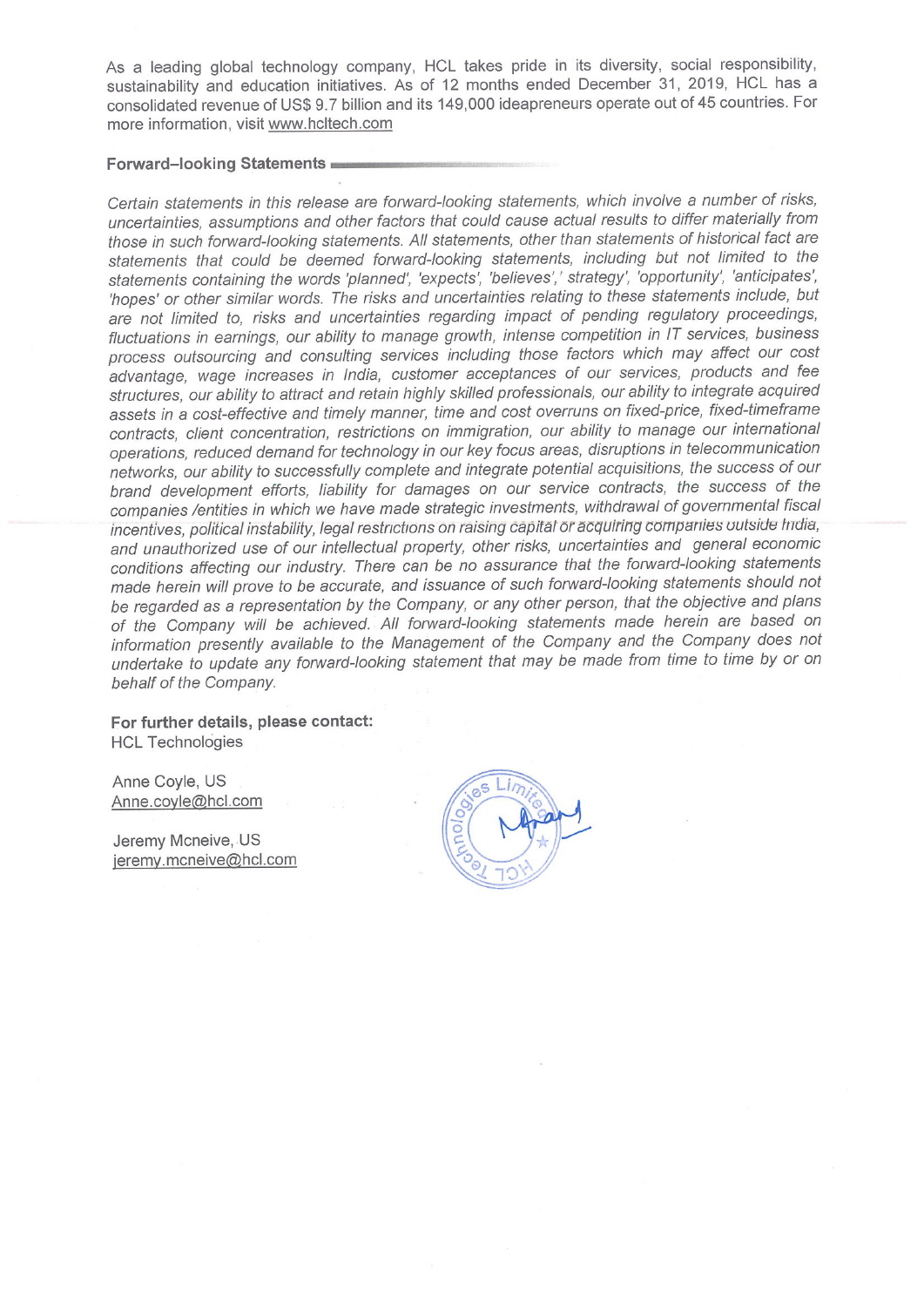As a leading global technology company, HCL takes pride in its diversity, social responsibility, sustainability and education initiatives. As of 12 months ended December 31, 2019, HCL has a consolidated revenue of US$ 9.7 billion and its 149,000 ideapreneurs operate out of 45 countries. For more information, visit www.hcltech.com

**Forward–looking Statements**

*Certain statements in this release are forward-looking statements, which involve a number of risks, uncertainties, assumptions and other factors that could cause actual results to differ materially from those in such forward-looking statements. All statements, other than statements of historical fact are statements that could be deemed forward-looking statements, including but not limited to the statements containing the words 'planned', 'expects', 'believes',' strategy', 'opportunity', 'anticipates', 'hopes' or other similar words. The risks and uncertainties relating to these statements include, but are not limited to, risks and uncertainties regarding impact of pending regulatory proceedings, fluctuations in earnings, our ability to manage growth, intense competition in IT services, business process outsourcing and consulting services including those factors which may affect our cost advantage, wage increases in India, customer acceptances of our services, products and fee structures, our ability to attract and retain highly skilled professionals, our ability to integrate acquired assets in a cost-effective and timely manner, time and cost overruns on fixed-price, fixed-timeframe contracts, client concentration, restrictions on immigration, our ability to manage our international operations, reduced demand for technology in our key focus areas, disruptions in telecommunication networks, our ability to successfully complete and integrate potential acquisitions, the success of our brand development efforts, liability for damages on our service contracts, the success of the companies /entities in which we have made strategic investments, withdrawal of governmental fiscal incentives, political instability, legal restrictions on raising capital or acquiring companies outside India, and unauthorized use of our intellectual property, other risks, uncertainties and general economic conditions affecting our industry. There can be no assurance that the forward-looking statements made herein will prove to be accurate, and issuance of such forward-looking statements should not be regarded as a representation by the Company, or any other person, that the objective and plans of the Company will be achieved. All forward-looking statements made herein are based on information presently available to the Management of the Company and the Company does not undertake to update any forward-looking statement that may be made from time to time by or on behalf of the Company.*

**For further details, please contact:**
HCL Technologies

Anne Coyle, US
Anne.coyle@hcl.com

Jeremy Mcneive, US
jeremy.mcneive@hcl.com